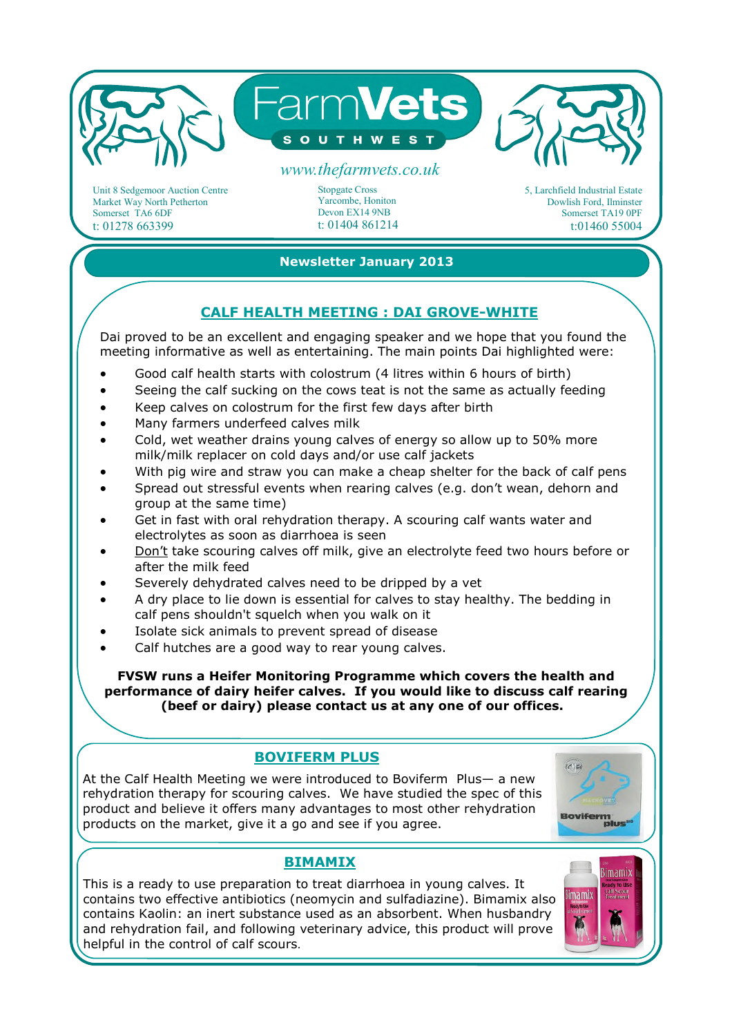# FarmVets SOUTH WEST

www.thefarmvets.co.uk

Unit 8 Sedgemoor Auction Centre
Market Way North Petherton
Somerset TA6 6DF
t: 01278 663399

Stopgate Cross
Yarcombe, Honiton
Devon EX14 9NB
t: 01404 861214

5, Larchfield Industrial Estate
Dowlish Ford, Ilminster
Somerset TA19 0PF
t:01460 55004

## Newsletter January 2013

### CALF HEALTH MEETING : DAI GROVE-WHITE

Dai proved to be an excellent and engaging speaker and we hope that you found the meeting informative as well as entertaining. The main points Dai highlighted were:

- Good calf health starts with colostrum (4 litres within 6 hours of birth)
- Seeing the calf sucking on the cows teat is not the same as actually feeding
- Keep calves on colostrum for the first few days after birth
- Many farmers underfeed calves milk
- Cold, wet weather drains young calves of energy so allow up to 50% more milk/milk replacer on cold days and/or use calf jackets
- With pig wire and straw you can make a cheap shelter for the back of calf pens
- Spread out stressful events when rearing calves (e.g. don't wean, dehorn and group at the same time)
- Get in fast with oral rehydration therapy. A scouring calf wants water and electrolytes as soon as diarrhoea is seen
- Don't take scouring calves off milk, give an electrolyte feed two hours before or after the milk feed
- Severely dehydrated calves need to be dripped by a vet
- A dry place to lie down is essential for calves to stay healthy. The bedding in calf pens shouldn't squelch when you walk on it
- Isolate sick animals to prevent spread of disease
- Calf hutches are a good way to rear young calves.

**FVSW runs a Heifer Monitoring Programme which covers the health and performance of dairy heifer calves. If you would like to discuss calf rearing (beef or dairy) please contact us at any one of our offices.**

### BOVIFERM PLUS

At the Calf Health Meeting we were introduced to Boviferm Plus— a new rehydration therapy for scouring calves. We have studied the spec of this product and believe it offers many advantages to most other rehydration products on the market, give it a go and see if you agree.

### BIMAMIX

This is a ready to use preparation to treat diarrhoea in young calves. It contains two effective antibiotics (neomycin and sulfadiazine). Bimamix also contains Kaolin: an inert substance used as an absorbent. When husbandry and rehydration fail, and following veterinary advice, this product will prove helpful in the control of calf scours.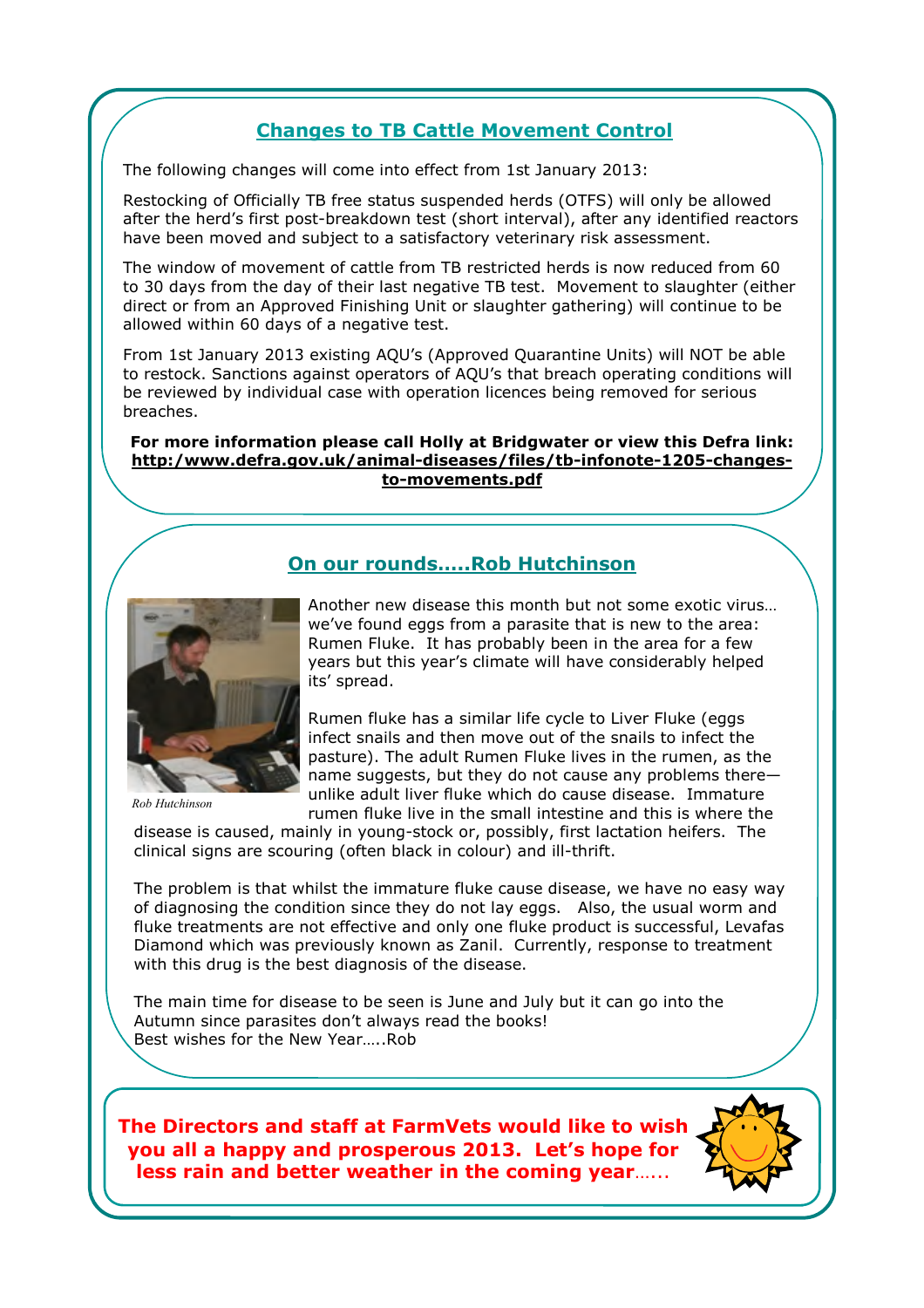## Changes to TB Cattle Movement Control

The following changes will come into effect from 1st January 2013:

Restocking of Officially TB free status suspended herds (OTFS) will only be allowed after the herd's first post-breakdown test (short interval), after any identified reactors have been moved and subject to a satisfactory veterinary risk assessment.

The window of movement of cattle from TB restricted herds is now reduced from 60 to 30 days from the day of their last negative TB test. Movement to slaughter (either direct or from an Approved Finishing Unit or slaughter gathering) will continue to be allowed within 60 days of a negative test.

From 1st January 2013 existing AQU's (Approved Quarantine Units) will NOT be able to restock. Sanctions against operators of AQU's that breach operating conditions will be reviewed by individual case with operation licences being removed for serious breaches.

**For more information please call Holly at Bridgwater or view this Defra link: http:/www.defra.gov.uk/animal-diseases/files/tb-infonote-1205-changes-to-movements.pdf**

## On our rounds.....Rob Hutchinson

*Rob Hutchinson*

Another new disease this month but not some exotic virus… we've found eggs from a parasite that is new to the area: Rumen Fluke. It has probably been in the area for a few years but this year's climate will have considerably helped its' spread.

Rumen fluke has a similar life cycle to Liver Fluke (eggs infect snails and then move out of the snails to infect the pasture). The adult Rumen Fluke lives in the rumen, as the name suggests, but they do not cause any problems there—unlike adult liver fluke which do cause disease. Immature rumen fluke live in the small intestine and this is where the disease is caused, mainly in young-stock or, possibly, first lactation heifers. The clinical signs are scouring (often black in colour) and ill-thrift.

The problem is that whilst the immature fluke cause disease, we have no easy way of diagnosing the condition since they do not lay eggs. Also, the usual worm and fluke treatments are not effective and only one fluke product is successful, Levafas Diamond which was previously known as Zanil. Currently, response to treatment with this drug is the best diagnosis of the disease.

The main time for disease to be seen is June and July but it can go into the Autumn since parasites don't always read the books!
Best wishes for the New Year…..Rob

**The Directors and staff at FarmVets would like to wish you all a happy and prosperous 2013. Let's hope for less rain and better weather in the coming year**……